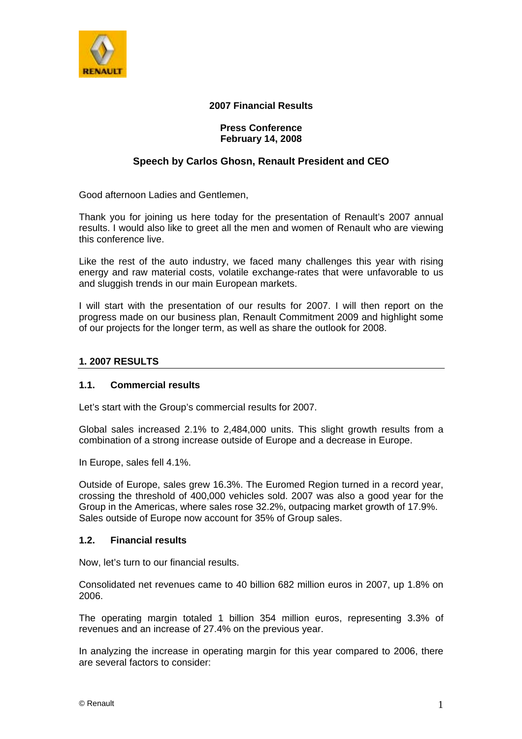**2007 Financial Results**

**Press Conference**
**February 14, 2008**

**Speech by Carlos Ghosn, Renault President and CEO**

Good afternoon Ladies and Gentlemen,

Thank you for joining us here today for the presentation of Renault's 2007 annual results. I would also like to greet all the men and women of Renault who are viewing this conference live.

Like the rest of the auto industry, we faced many challenges this year with rising energy and raw material costs, volatile exchange-rates that were unfavorable to us and sluggish trends in our main European markets.

I will start with the presentation of our results for 2007. I will then report on the progress made on our business plan, Renault Commitment 2009 and highlight some of our projects for the longer term, as well as share the outlook for 2008.

## 1. 2007 RESULTS

### 1.1. Commercial results

Let's start with the Group's commercial results for 2007.

Global sales increased 2.1% to 2,484,000 units. This slight growth results from a combination of a strong increase outside of Europe and a decrease in Europe.

In Europe, sales fell 4.1%.

Outside of Europe, sales grew 16.3%. The Euromed Region turned in a record year, crossing the threshold of 400,000 vehicles sold. 2007 was also a good year for the Group in the Americas, where sales rose 32.2%, outpacing market growth of 17.9%. Sales outside of Europe now account for 35% of Group sales.

### 1.2. Financial results

Now, let's turn to our financial results.

Consolidated net revenues came to 40 billion 682 million euros in 2007, up 1.8% on 2006.

The operating margin totaled 1 billion 354 million euros, representing 3.3% of revenues and an increase of 27.4% on the previous year.

In analyzing the increase in operating margin for this year compared to 2006, there are several factors to consider: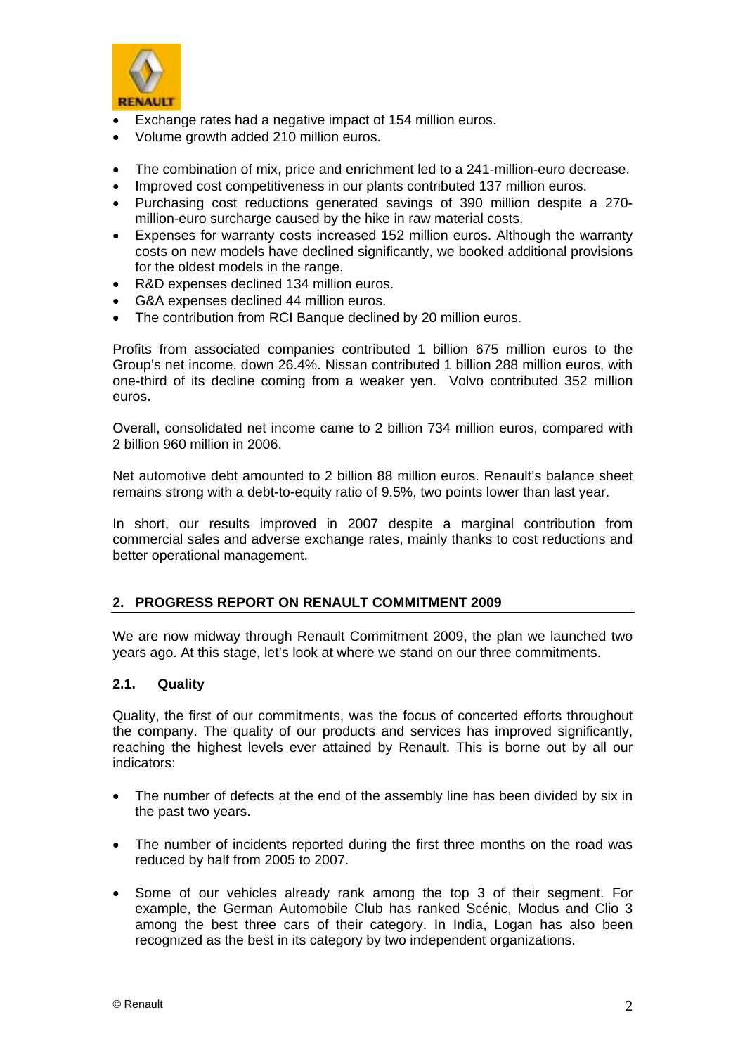- Exchange rates had a negative impact of 154 million euros.
- Volume growth added 210 million euros.

- The combination of mix, price and enrichment led to a 241-million-euro decrease.
- Improved cost competitiveness in our plants contributed 137 million euros.
- Purchasing cost reductions generated savings of 390 million despite a 270-million-euro surcharge caused by the hike in raw material costs.
- Expenses for warranty costs increased 152 million euros. Although the warranty costs on new models have declined significantly, we booked additional provisions for the oldest models in the range.
- R&D expenses declined 134 million euros.
- G&A expenses declined 44 million euros.
- The contribution from RCI Banque declined by 20 million euros.

Profits from associated companies contributed 1 billion 675 million euros to the Group's net income, down 26.4%. Nissan contributed 1 billion 288 million euros, with one-third of its decline coming from a weaker yen. Volvo contributed 352 million euros.

Overall, consolidated net income came to 2 billion 734 million euros, compared with 2 billion 960 million in 2006.

Net automotive debt amounted to 2 billion 88 million euros. Renault's balance sheet remains strong with a debt-to-equity ratio of 9.5%, two points lower than last year.

In short, our results improved in 2007 despite a marginal contribution from commercial sales and adverse exchange rates, mainly thanks to cost reductions and better operational management.

## 2. PROGRESS REPORT ON RENAULT COMMITMENT 2009

We are now midway through Renault Commitment 2009, the plan we launched two years ago. At this stage, let's look at where we stand on our three commitments.

### 2.1. Quality

Quality, the first of our commitments, was the focus of concerted efforts throughout the company. The quality of our products and services has improved significantly, reaching the highest levels ever attained by Renault. This is borne out by all our indicators:

- The number of defects at the end of the assembly line has been divided by six in the past two years.

- The number of incidents reported during the first three months on the road was reduced by half from 2005 to 2007.

- Some of our vehicles already rank among the top 3 of their segment. For example, the German Automobile Club has ranked Scénic, Modus and Clio 3 among the best three cars of their category. In India, Logan has also been recognized as the best in its category by two independent organizations.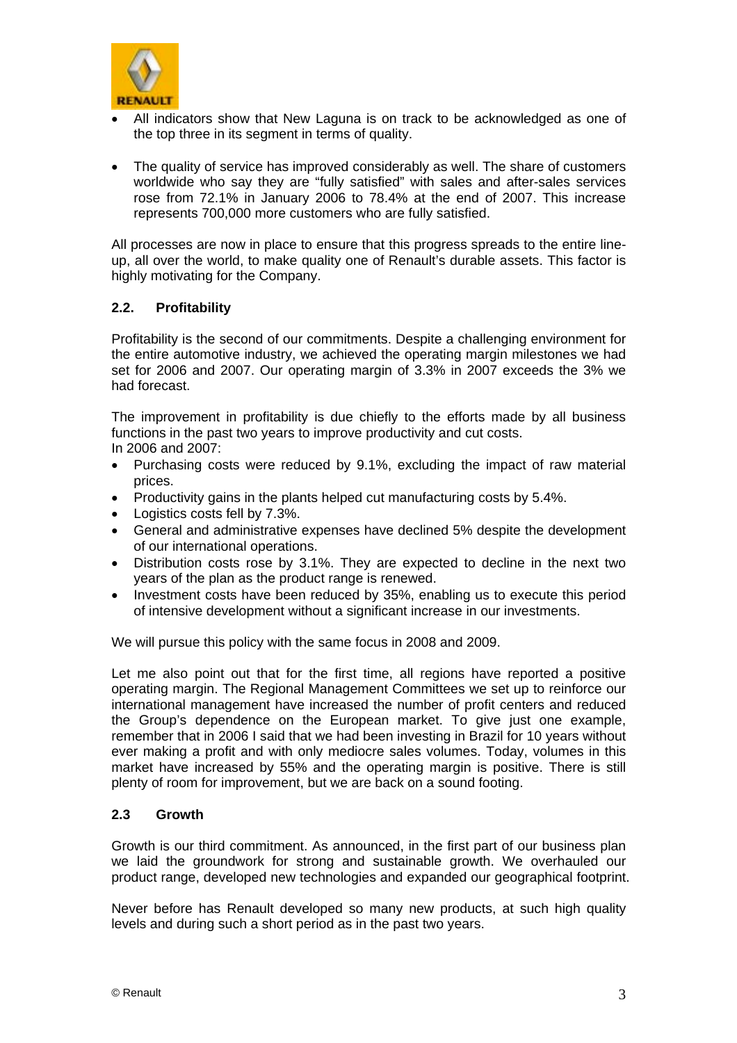- All indicators show that New Laguna is on track to be acknowledged as one of the top three in its segment in terms of quality.

- The quality of service has improved considerably as well. The share of customers worldwide who say they are "fully satisfied" with sales and after-sales services rose from 72.1% in January 2006 to 78.4% at the end of 2007. This increase represents 700,000 more customers who are fully satisfied.

All processes are now in place to ensure that this progress spreads to the entire line-up, all over the world, to make quality one of Renault's durable assets. This factor is highly motivating for the Company.

### 2.2. Profitability

Profitability is the second of our commitments. Despite a challenging environment for the entire automotive industry, we achieved the operating margin milestones we had set for 2006 and 2007. Our operating margin of 3.3% in 2007 exceeds the 3% we had forecast.

The improvement in profitability is due chiefly to the efforts made by all business functions in the past two years to improve productivity and cut costs.
In 2006 and 2007:

- Purchasing costs were reduced by 9.1%, excluding the impact of raw material prices.
- Productivity gains in the plants helped cut manufacturing costs by 5.4%.
- Logistics costs fell by 7.3%.
- General and administrative expenses have declined 5% despite the development of our international operations.
- Distribution costs rose by 3.1%. They are expected to decline in the next two years of the plan as the product range is renewed.
- Investment costs have been reduced by 35%, enabling us to execute this period of intensive development without a significant increase in our investments.

We will pursue this policy with the same focus in 2008 and 2009.

Let me also point out that for the first time, all regions have reported a positive operating margin. The Regional Management Committees we set up to reinforce our international management have increased the number of profit centers and reduced the Group's dependence on the European market. To give just one example, remember that in 2006 I said that we had been investing in Brazil for 10 years without ever making a profit and with only mediocre sales volumes. Today, volumes in this market have increased by 55% and the operating margin is positive. There is still plenty of room for improvement, but we are back on a sound footing.

### 2.3 Growth

Growth is our third commitment. As announced, in the first part of our business plan we laid the groundwork for strong and sustainable growth. We overhauled our product range, developed new technologies and expanded our geographical footprint.

Never before has Renault developed so many new products, at such high quality levels and during such a short period as in the past two years.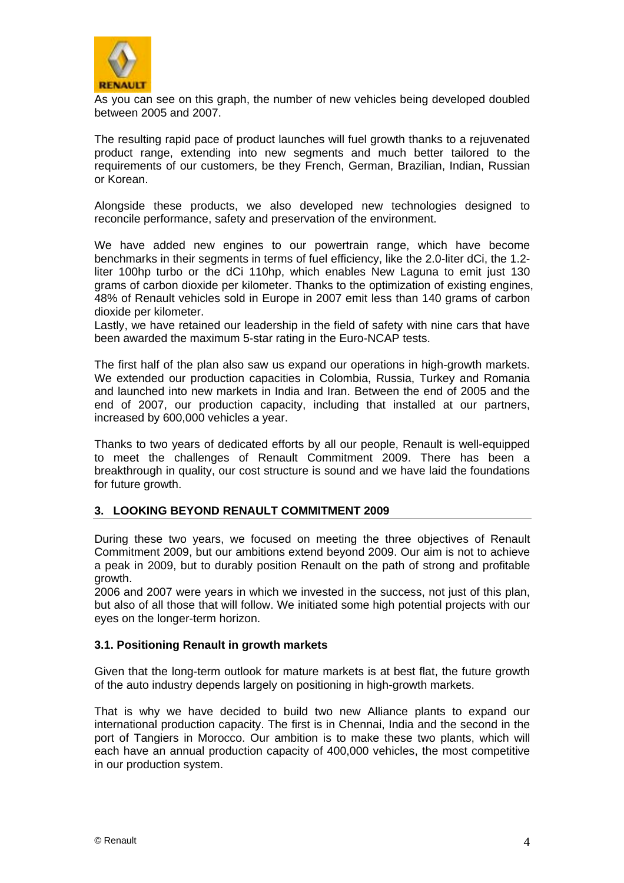As you can see on this graph, the number of new vehicles being developed doubled between 2005 and 2007.

The resulting rapid pace of product launches will fuel growth thanks to a rejuvenated product range, extending into new segments and much better tailored to the requirements of our customers, be they French, German, Brazilian, Indian, Russian or Korean.

Alongside these products, we also developed new technologies designed to reconcile performance, safety and preservation of the environment.

We have added new engines to our powertrain range, which have become benchmarks in their segments in terms of fuel efficiency, like the 2.0-liter dCi, the 1.2-liter 100hp turbo or the dCi 110hp, which enables New Laguna to emit just 130 grams of carbon dioxide per kilometer. Thanks to the optimization of existing engines, 48% of Renault vehicles sold in Europe in 2007 emit less than 140 grams of carbon dioxide per kilometer.
Lastly, we have retained our leadership in the field of safety with nine cars that have been awarded the maximum 5-star rating in the Euro-NCAP tests.

The first half of the plan also saw us expand our operations in high-growth markets. We extended our production capacities in Colombia, Russia, Turkey and Romania and launched into new markets in India and Iran. Between the end of 2005 and the end of 2007, our production capacity, including that installed at our partners, increased by 600,000 vehicles a year.

Thanks to two years of dedicated efforts by all our people, Renault is well-equipped to meet the challenges of Renault Commitment 2009. There has been a breakthrough in quality, our cost structure is sound and we have laid the foundations for future growth.

## 3. LOOKING BEYOND RENAULT COMMITMENT 2009

During these two years, we focused on meeting the three objectives of Renault Commitment 2009, but our ambitions extend beyond 2009. Our aim is not to achieve a peak in 2009, but to durably position Renault on the path of strong and profitable growth.
2006 and 2007 were years in which we invested in the success, not just of this plan, but also of all those that will follow. We initiated some high potential projects with our eyes on the longer-term horizon.

### 3.1. Positioning Renault in growth markets

Given that the long-term outlook for mature markets is at best flat, the future growth of the auto industry depends largely on positioning in high-growth markets.

That is why we have decided to build two new Alliance plants to expand our international production capacity. The first is in Chennai, India and the second in the port of Tangiers in Morocco. Our ambition is to make these two plants, which will each have an annual production capacity of 400,000 vehicles, the most competitive in our production system.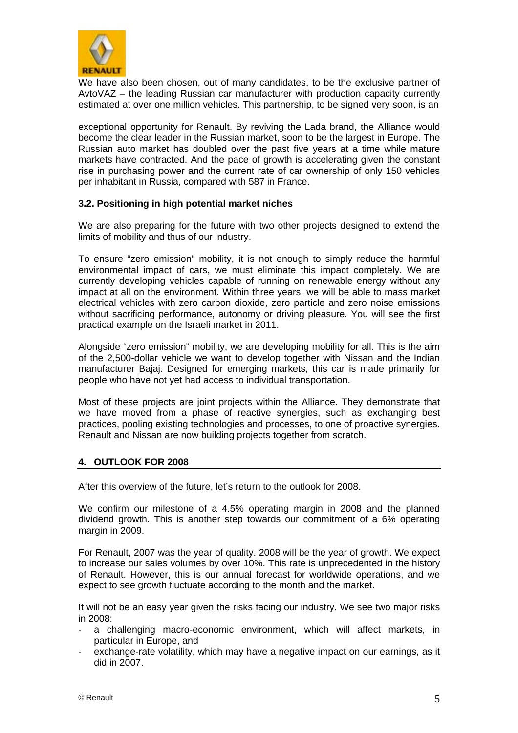We have also been chosen, out of many candidates, to be the exclusive partner of AvtoVAZ – the leading Russian car manufacturer with production capacity currently estimated at over one million vehicles. This partnership, to be signed very soon, is an

exceptional opportunity for Renault. By reviving the Lada brand, the Alliance would become the clear leader in the Russian market, soon to be the largest in Europe. The Russian auto market has doubled over the past five years at a time while mature markets have contracted. And the pace of growth is accelerating given the constant rise in purchasing power and the current rate of car ownership of only 150 vehicles per inhabitant in Russia, compared with 587 in France.

### 3.2. Positioning in high potential market niches

We are also preparing for the future with two other projects designed to extend the limits of mobility and thus of our industry.

To ensure "zero emission" mobility, it is not enough to simply reduce the harmful environmental impact of cars, we must eliminate this impact completely. We are currently developing vehicles capable of running on renewable energy without any impact at all on the environment. Within three years, we will be able to mass market electrical vehicles with zero carbon dioxide, zero particle and zero noise emissions without sacrificing performance, autonomy or driving pleasure. You will see the first practical example on the Israeli market in 2011.

Alongside "zero emission" mobility, we are developing mobility for all. This is the aim of the 2,500-dollar vehicle we want to develop together with Nissan and the Indian manufacturer Bajaj. Designed for emerging markets, this car is made primarily for people who have not yet had access to individual transportation.

Most of these projects are joint projects within the Alliance. They demonstrate that we have moved from a phase of reactive synergies, such as exchanging best practices, pooling existing technologies and processes, to one of proactive synergies. Renault and Nissan are now building projects together from scratch.

## 4. OUTLOOK FOR 2008

After this overview of the future, let's return to the outlook for 2008.

We confirm our milestone of a 4.5% operating margin in 2008 and the planned dividend growth. This is another step towards our commitment of a 6% operating margin in 2009.

For Renault, 2007 was the year of quality. 2008 will be the year of growth. We expect to increase our sales volumes by over 10%. This rate is unprecedented in the history of Renault. However, this is our annual forecast for worldwide operations, and we expect to see growth fluctuate according to the month and the market.

It will not be an easy year given the risks facing our industry. We see two major risks in 2008:

- a challenging macro-economic environment, which will affect markets, in particular in Europe, and
- exchange-rate volatility, which may have a negative impact on our earnings, as it did in 2007.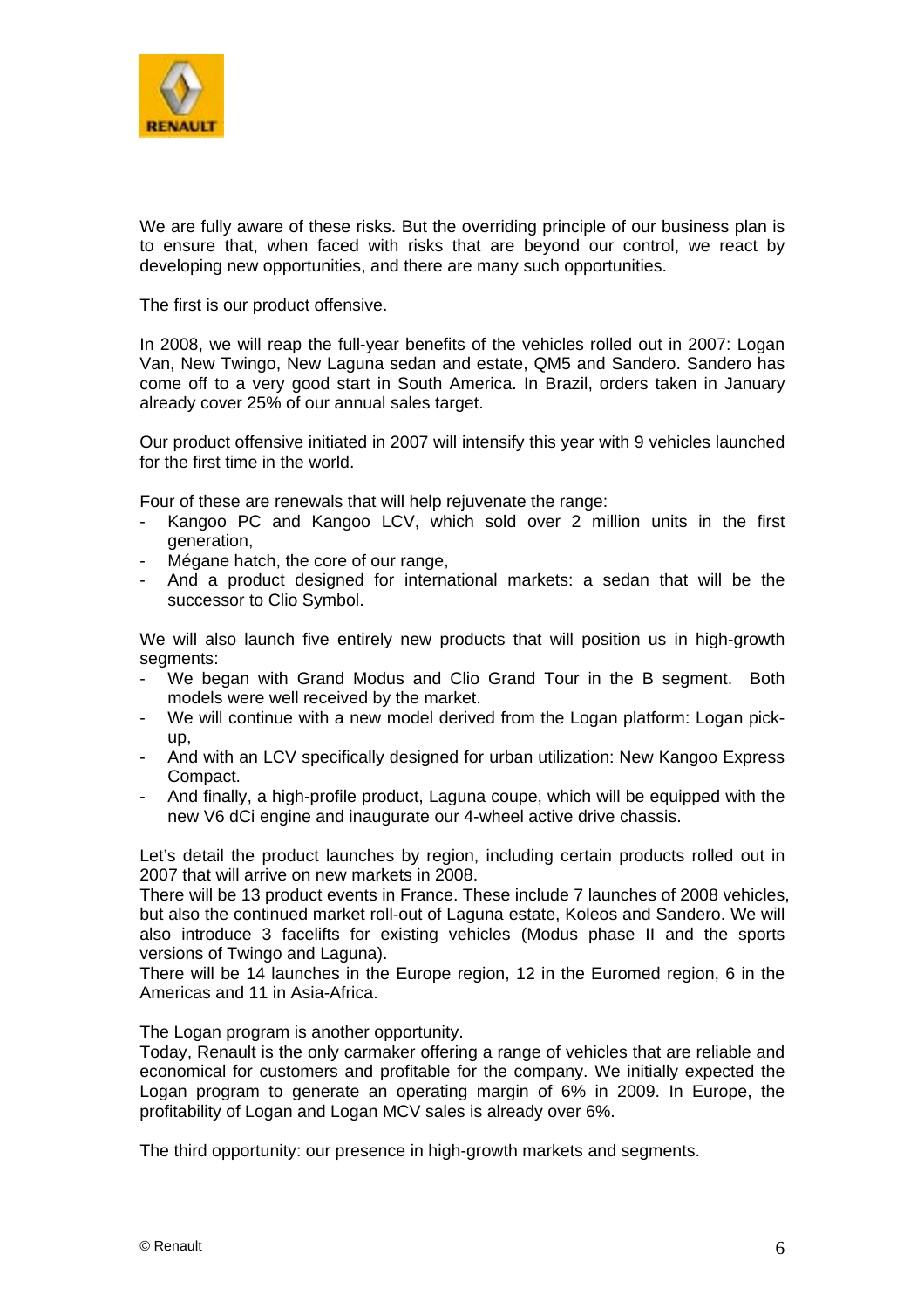We are fully aware of these risks. But the overriding principle of our business plan is to ensure that, when faced with risks that are beyond our control, we react by developing new opportunities, and there are many such opportunities.

The first is our product offensive.

In 2008, we will reap the full-year benefits of the vehicles rolled out in 2007: Logan Van, New Twingo, New Laguna sedan and estate, QM5 and Sandero. Sandero has come off to a very good start in South America. In Brazil, orders taken in January already cover 25% of our annual sales target.

Our product offensive initiated in 2007 will intensify this year with 9 vehicles launched for the first time in the world.

Four of these are renewals that will help rejuvenate the range:

- Kangoo PC and Kangoo LCV, which sold over 2 million units in the first generation,
- Mégane hatch, the core of our range,
- And a product designed for international markets: a sedan that will be the successor to Clio Symbol.

We will also launch five entirely new products that will position us in high-growth segments:

- We began with Grand Modus and Clio Grand Tour in the B segment. Both models were well received by the market.
- We will continue with a new model derived from the Logan platform: Logan pick-up,
- And with an LCV specifically designed for urban utilization: New Kangoo Express Compact.
- And finally, a high-profile product, Laguna coupe, which will be equipped with the new V6 dCi engine and inaugurate our 4-wheel active drive chassis.

Let's detail the product launches by region, including certain products rolled out in 2007 that will arrive on new markets in 2008.
There will be 13 product events in France. These include 7 launches of 2008 vehicles, but also the continued market roll-out of Laguna estate, Koleos and Sandero. We will also introduce 3 facelifts for existing vehicles (Modus phase II and the sports versions of Twingo and Laguna).
There will be 14 launches in the Europe region, 12 in the Euromed region, 6 in the Americas and 11 in Asia-Africa.

The Logan program is another opportunity.
Today, Renault is the only carmaker offering a range of vehicles that are reliable and economical for customers and profitable for the company. We initially expected the Logan program to generate an operating margin of 6% in 2009. In Europe, the profitability of Logan and Logan MCV sales is already over 6%.

The third opportunity: our presence in high-growth markets and segments.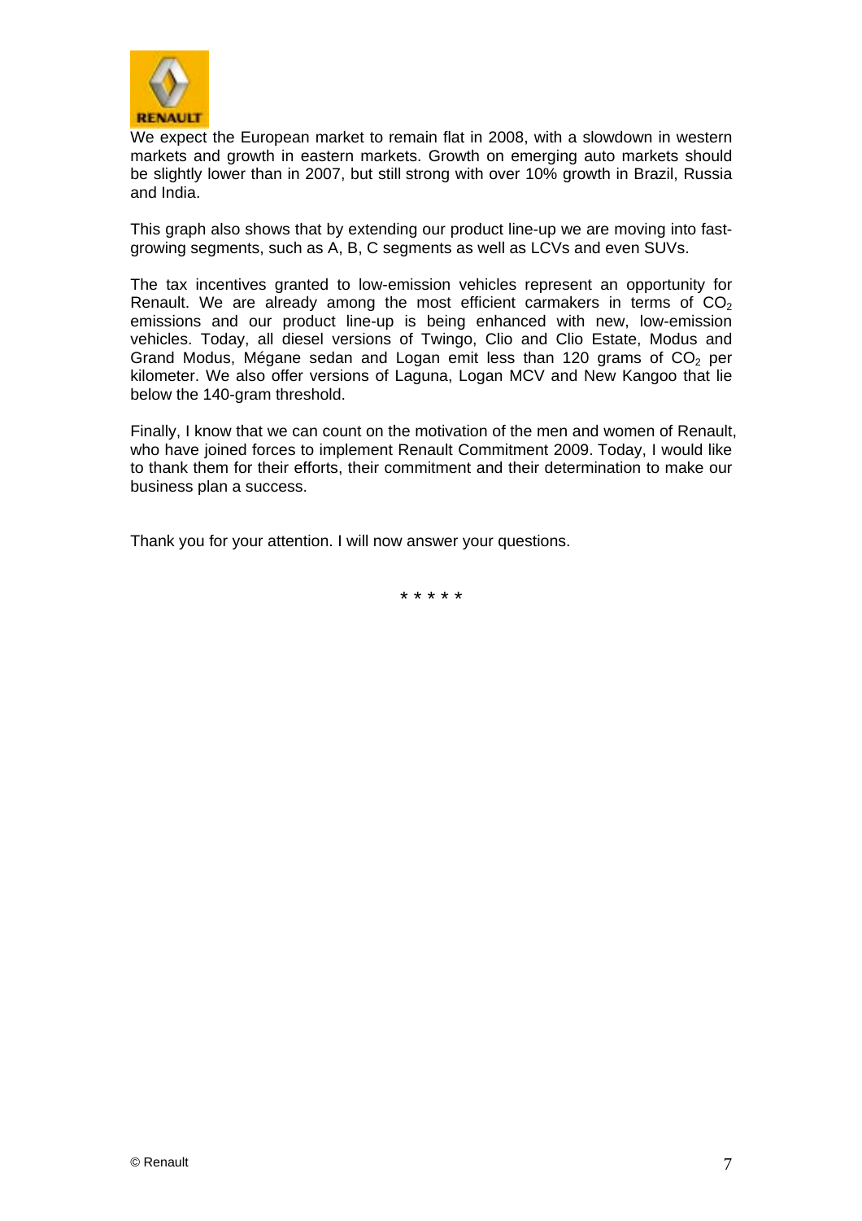We expect the European market to remain flat in 2008, with a slowdown in western markets and growth in eastern markets. Growth on emerging auto markets should be slightly lower than in 2007, but still strong with over 10% growth in Brazil, Russia and India.

This graph also shows that by extending our product line-up we are moving into fast-growing segments, such as A, B, C segments as well as LCVs and even SUVs.

The tax incentives granted to low-emission vehicles represent an opportunity for Renault. We are already among the most efficient carmakers in terms of $CO_2$ emissions and our product line-up is being enhanced with new, low-emission vehicles. Today, all diesel versions of Twingo, Clio and Clio Estate, Modus and Grand Modus, Mégane sedan and Logan emit less than 120 grams of $CO_2$ per kilometer. We also offer versions of Laguna, Logan MCV and New Kangoo that lie below the 140-gram threshold.

Finally, I know that we can count on the motivation of the men and women of Renault, who have joined forces to implement Renault Commitment 2009. Today, I would like to thank them for their efforts, their commitment and their determination to make our business plan a success.

Thank you for your attention. I will now answer your questions.

\* \* \* \* \*